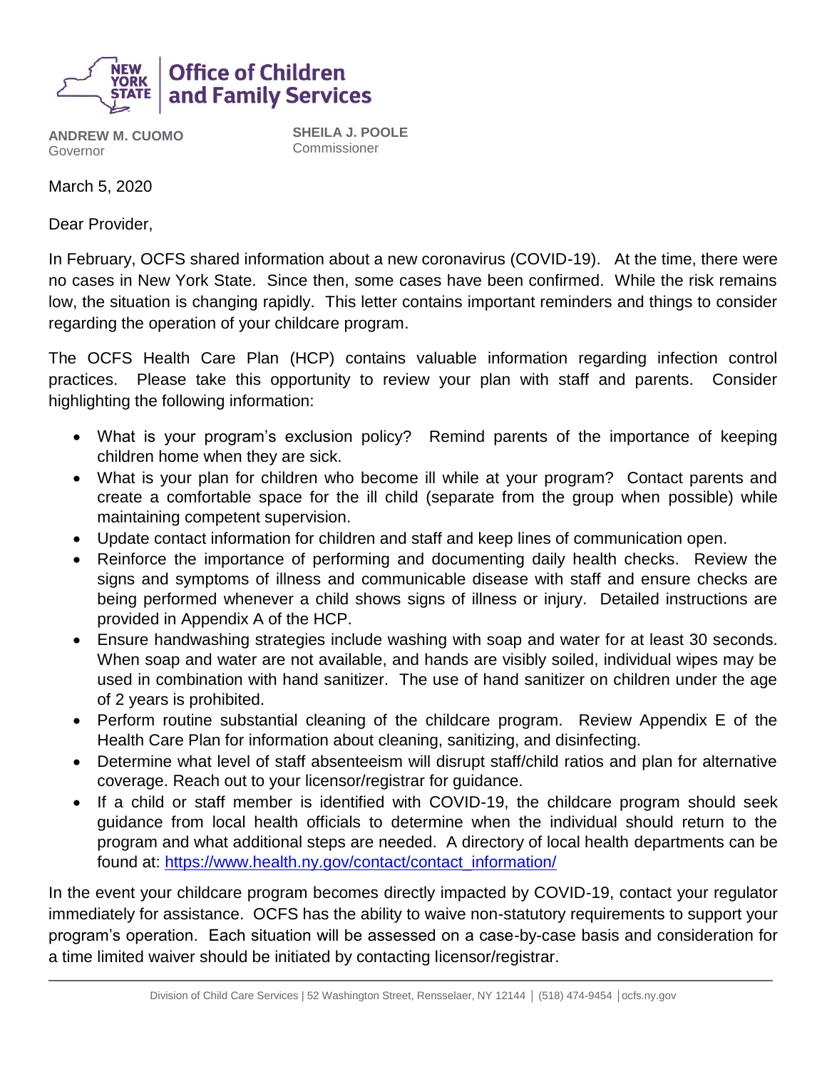**Office of Children and Family Services**

**ANDREW M. CUOMO**
Governor

**SHEILA J. POOLE**
Commissioner

March 5, 2020

Dear Provider,

In February, OCFS shared information about a new coronavirus (COVID-19). At the time, there were no cases in New York State. Since then, some cases have been confirmed. While the risk remains low, the situation is changing rapidly. This letter contains important reminders and things to consider regarding the operation of your childcare program.

The OCFS Health Care Plan (HCP) contains valuable information regarding infection control practices. Please take this opportunity to review your plan with staff and parents. Consider highlighting the following information:

- What is your program's exclusion policy? Remind parents of the importance of keeping children home when they are sick.
- What is your plan for children who become ill while at your program? Contact parents and create a comfortable space for the ill child (separate from the group when possible) while maintaining competent supervision.
- Update contact information for children and staff and keep lines of communication open.
- Reinforce the importance of performing and documenting daily health checks. Review the signs and symptoms of illness and communicable disease with staff and ensure checks are being performed whenever a child shows signs of illness or injury. Detailed instructions are provided in Appendix A of the HCP.
- Ensure handwashing strategies include washing with soap and water for at least 30 seconds. When soap and water are not available, and hands are visibly soiled, individual wipes may be used in combination with hand sanitizer. The use of hand sanitizer on children under the age of 2 years is prohibited.
- Perform routine substantial cleaning of the childcare program. Review Appendix E of the Health Care Plan for information about cleaning, sanitizing, and disinfecting.
- Determine what level of staff absenteeism will disrupt staff/child ratios and plan for alternative coverage. Reach out to your licensor/registrar for guidance.
- If a child or staff member is identified with COVID-19, the childcare program should seek guidance from local health officials to determine when the individual should return to the program and what additional steps are needed. A directory of local health departments can be found at: https://www.health.ny.gov/contact/contact_information/

In the event your childcare program becomes directly impacted by COVID-19, contact your regulator immediately for assistance. OCFS has the ability to waive non-statutory requirements to support your program's operation. Each situation will be assessed on a case-by-case basis and consideration for a time limited waiver should be initiated by contacting licensor/registrar.

Division of Child Care Services | 52 Washington Street, Rensselaer, NY 12144 | (518) 474-9454 | ocfs.ny.gov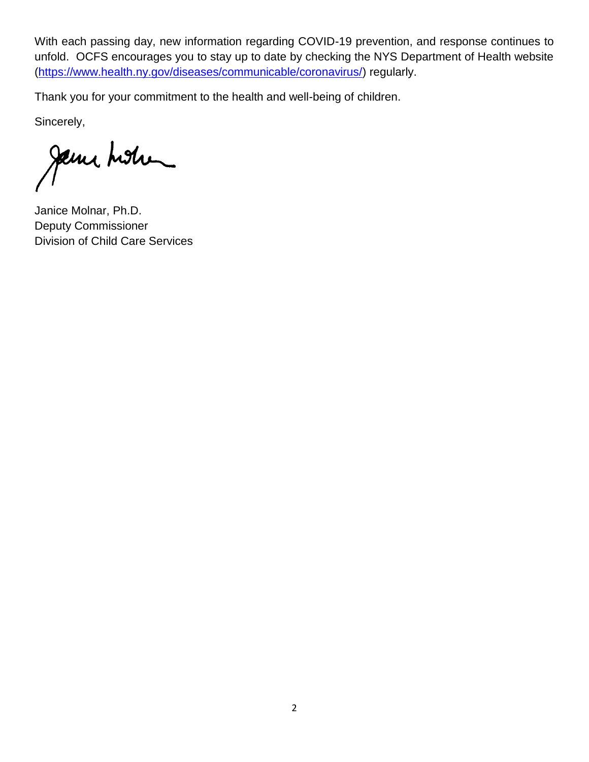With each passing day, new information regarding COVID-19 prevention, and response continues to unfold. OCFS encourages you to stay up to date by checking the NYS Department of Health website (https://www.health.ny.gov/diseases/communicable/coronavirus/) regularly.

Thank you for your commitment to the health and well-being of children.

Sincerely,

Janice Molnar, Ph.D.
Deputy Commissioner
Division of Child Care Services